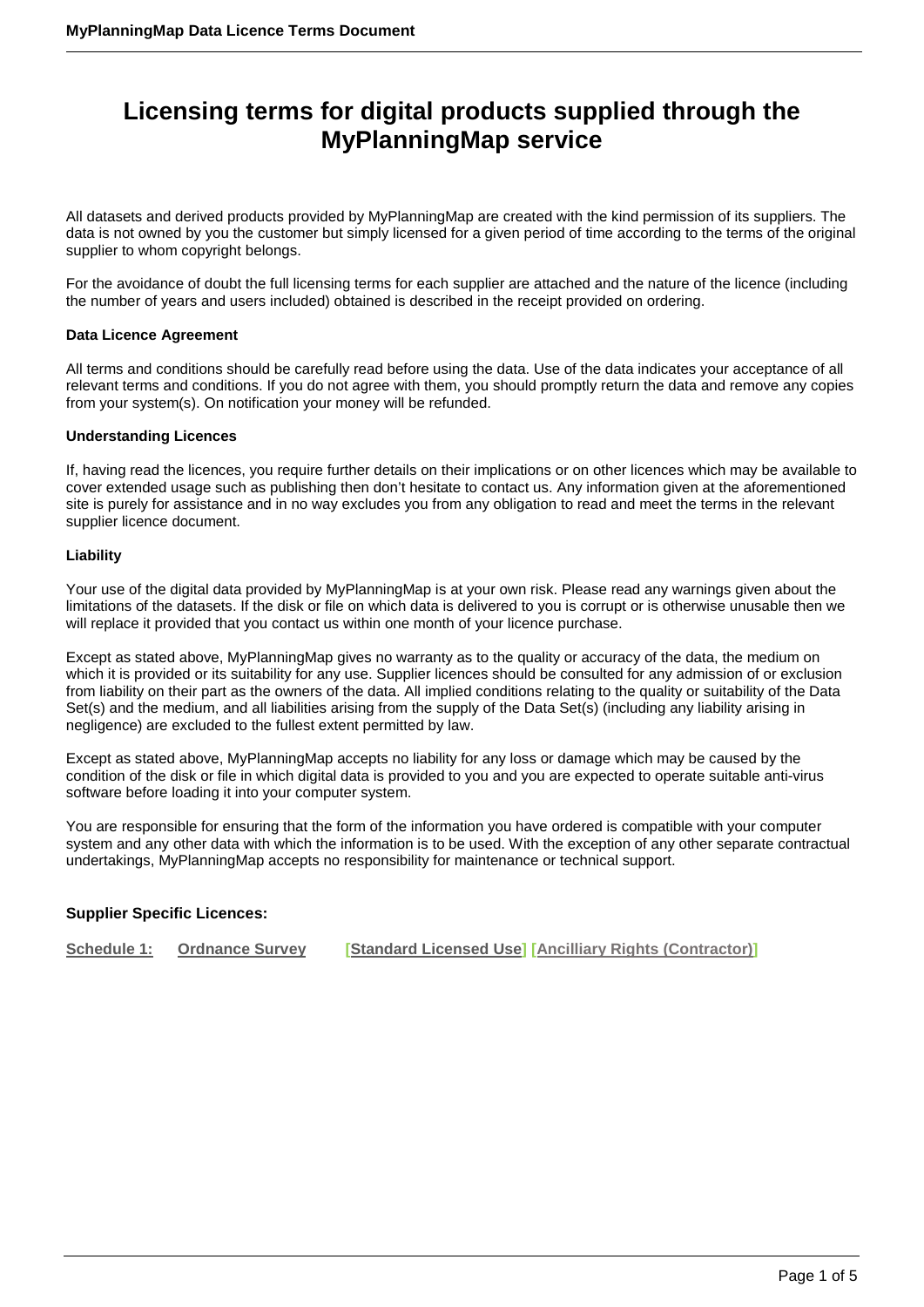# Licensing terms for digital products supplied through the MyPlanningMap service

All datasets and derived products provided by MyPlanningMap are created with the kind permission of its suppliers. The data is not owned by you the customer but simply licensed for a given period of time according to the terms of the original supplier to whom copyright belongs.

For the avoidance of doubt the full licensing terms for each supplier are attached and the nature of the licence (including the number of years and users included) obtained is described in the receipt provided on ordering.

**Data Licence Agreement**

All terms and conditions should be carefully read before using the data. Use of the data indicates your acceptance of all relevant terms and conditions. If you do not agree with them, you should promptly return the data and remove any copies from your system(s). On notification your money will be refunded.

**Understanding Licences**

If, having read the licences, you require further details on their implications or on other licences which may be available to cover extended usage such as publishing then don't hesitate to contact us. Any information given at the aforementioned site is purely for assistance and in no way excludes you from any obligation to read and meet the terms in the relevant supplier licence document.

**Liability**

Your use of the digital data provided by MyPlanningMap is at your own risk. Please read any warnings given about the limitations of the datasets. If the disk or file on which data is delivered to you is corrupt or is otherwise unusable then we will replace it provided that you contact us within one month of your licence purchase.

Except as stated above, MyPlanningMap gives no warranty as to the quality or accuracy of the data, the medium on which it is provided or its suitability for any use. Supplier licences should be consulted for any admission of or exclusion from liability on their part as the owners of the data. All implied conditions relating to the quality or suitability of the Data Set(s) and the medium, and all liabilities arising from the supply of the Data Set(s) (including any liability arising in negligence) are excluded to the fullest extent permitted by law.

Except as stated above, MyPlanningMap accepts no liability for any loss or damage which may be caused by the condition of the disk or file in which digital data is provided to you and you are expected to operate suitable anti-virus software before loading it into your computer system.

You are responsible for ensuring that the form of the information you have ordered is compatible with your computer system and any other data with which the information is to be used. With the exception of any other separate contractual undertakings, MyPlanningMap accepts no responsibility for maintenance or technical support.

**Supplier Specific Licences:**

**Schedule 1:** **Ordnance Survey** [**Standard Licensed Use**] [**Ancilliary Rights (Contractor)**]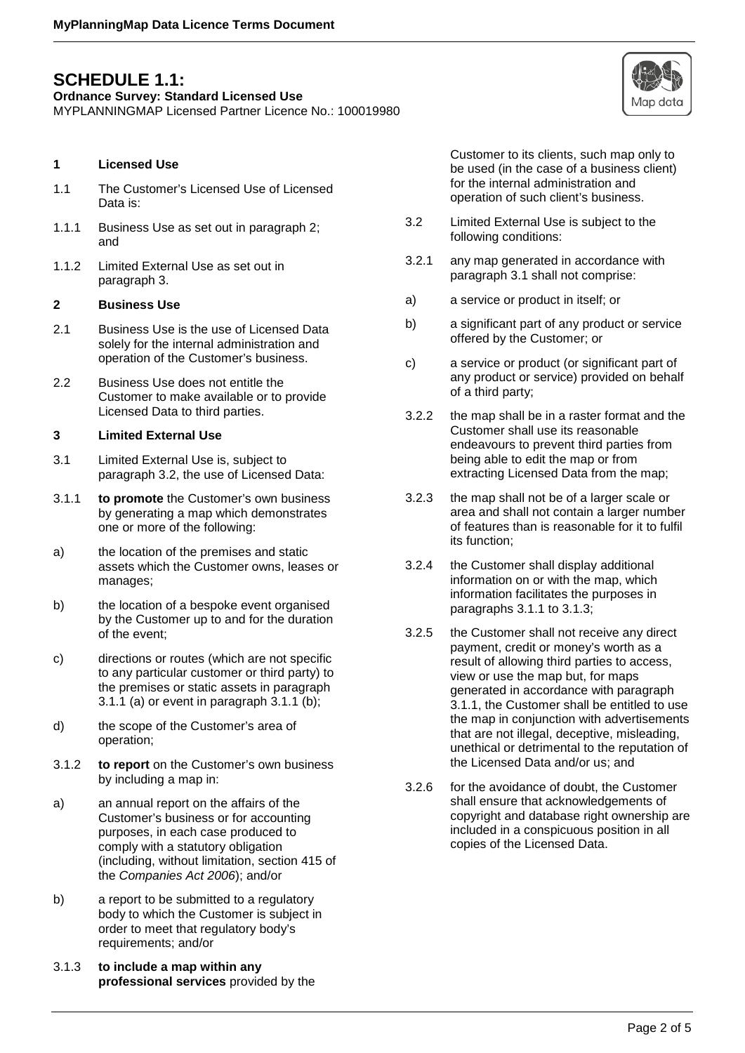# SCHEDULE 1.1:

**Ordnance Survey: Standard Licensed Use**

MYPLANNINGMAP Licensed Partner Licence No.: 100019980

**1 Licensed Use**

1.1 The Customer's Licensed Use of Licensed Data is:

1.1.1 Business Use as set out in paragraph 2; and

1.1.2 Limited External Use as set out in paragraph 3.

**2 Business Use**

2.1 Business Use is the use of Licensed Data solely for the internal administration and operation of the Customer's business.

2.2 Business Use does not entitle the Customer to make available or to provide Licensed Data to third parties.

**3 Limited External Use**

3.1 Limited External Use is, subject to paragraph 3.2, the use of Licensed Data:

3.1.1 **to promote** the Customer's own business by generating a map which demonstrates one or more of the following:

a) the location of the premises and static assets which the Customer owns, leases or manages;

b) the location of a bespoke event organised by the Customer up to and for the duration of the event;

c) directions or routes (which are not specific to any particular customer or third party) to the premises or static assets in paragraph 3.1.1 (a) or event in paragraph 3.1.1 (b);

d) the scope of the Customer's area of operation;

3.1.2 **to report** on the Customer's own business by including a map in:

a) an annual report on the affairs of the Customer's business or for accounting purposes, in each case produced to comply with a statutory obligation (including, without limitation, section 415 of the *Companies Act 2006*); and/or

b) a report to be submitted to a regulatory body to which the Customer is subject in order to meet that regulatory body's requirements; and/or

3.1.3 **to include a map within any professional services** provided by the Customer to its clients, such map only to be used (in the case of a business client) for the internal administration and operation of such client's business.

3.2 Limited External Use is subject to the following conditions:

3.2.1 any map generated in accordance with paragraph 3.1 shall not comprise:

a) a service or product in itself; or

b) a significant part of any product or service offered by the Customer; or

c) a service or product (or significant part of any product or service) provided on behalf of a third party;

3.2.2 the map shall be in a raster format and the Customer shall use its reasonable endeavours to prevent third parties from being able to edit the map or from extracting Licensed Data from the map;

3.2.3 the map shall not be of a larger scale or area and shall not contain a larger number of features than is reasonable for it to fulfil its function;

3.2.4 the Customer shall display additional information on or with the map, which information facilitates the purposes in paragraphs 3.1.1 to 3.1.3;

3.2.5 the Customer shall not receive any direct payment, credit or money's worth as a result of allowing third parties to access, view or use the map but, for maps generated in accordance with paragraph 3.1.1, the Customer shall be entitled to use the map in conjunction with advertisements that are not illegal, deceptive, misleading, unethical or detrimental to the reputation of the Licensed Data and/or us; and

3.2.6 for the avoidance of doubt, the Customer shall ensure that acknowledgements of copyright and database right ownership are included in a conspicuous position in all copies of the Licensed Data.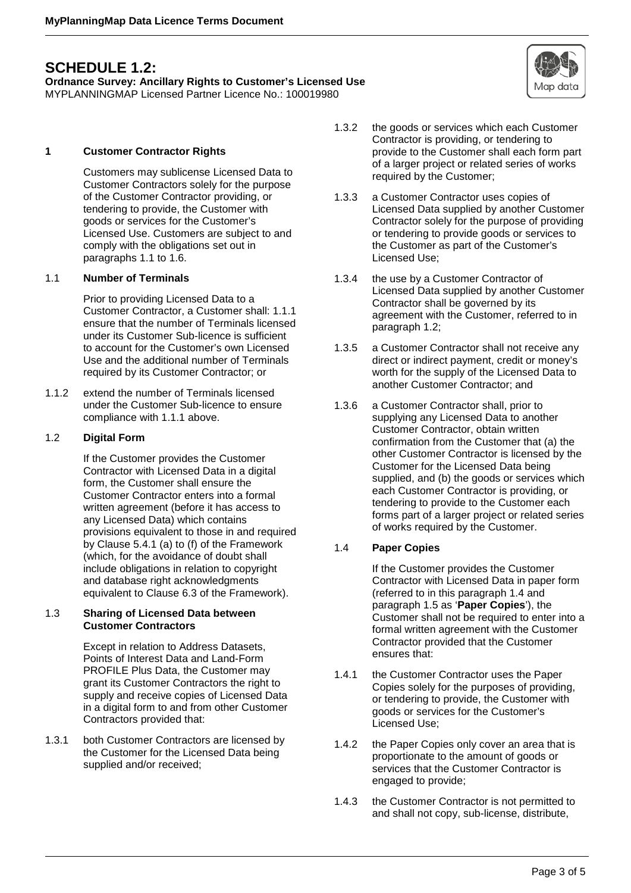# SCHEDULE 1.2:

**Ordnance Survey: Ancillary Rights to Customer's Licensed Use**
MYPLANNINGMAP Licensed Partner Licence No.: 100019980

## 1 Customer Contractor Rights

Customers may sublicense Licensed Data to Customer Contractors solely for the purpose of the Customer Contractor providing, or tendering to provide, the Customer with goods or services for the Customer's Licensed Use. Customers are subject to and comply with the obligations set out in paragraphs 1.1 to 1.6.

### 1.1 Number of Terminals

Prior to providing Licensed Data to a Customer Contractor, a Customer shall: 1.1.1 ensure that the number of Terminals licensed under its Customer Sub-licence is sufficient to account for the Customer's own Licensed Use and the additional number of Terminals required by its Customer Contractor; or

1.1.2 extend the number of Terminals licensed under the Customer Sub-licence to ensure compliance with 1.1.1 above.

### 1.2 Digital Form

If the Customer provides the Customer Contractor with Licensed Data in a digital form, the Customer shall ensure the Customer Contractor enters into a formal written agreement (before it has access to any Licensed Data) which contains provisions equivalent to those in and required by Clause 5.4.1 (a) to (f) of the Framework (which, for the avoidance of doubt shall include obligations in relation to copyright and database right acknowledgments equivalent to Clause 6.3 of the Framework).

### 1.3 Sharing of Licensed Data between Customer Contractors

Except in relation to Address Datasets, Points of Interest Data and Land-Form PROFILE Plus Data, the Customer may grant its Customer Contractors the right to supply and receive copies of Licensed Data in a digital form to and from other Customer Contractors provided that:

1.3.1 both Customer Contractors are licensed by the Customer for the Licensed Data being supplied and/or received;

1.3.2 the goods or services which each Customer Contractor is providing, or tendering to provide to the Customer shall each form part of a larger project or related series of works required by the Customer;

1.3.3 a Customer Contractor uses copies of Licensed Data supplied by another Customer Contractor solely for the purpose of providing or tendering to provide goods or services to the Customer as part of the Customer's Licensed Use;

1.3.4 the use by a Customer Contractor of Licensed Data supplied by another Customer Contractor shall be governed by its agreement with the Customer, referred to in paragraph 1.2;

1.3.5 a Customer Contractor shall not receive any direct or indirect payment, credit or money's worth for the supply of the Licensed Data to another Customer Contractor; and

1.3.6 a Customer Contractor shall, prior to supplying any Licensed Data to another Customer Contractor, obtain written confirmation from the Customer that (a) the other Customer Contractor is licensed by the Customer for the Licensed Data being supplied, and (b) the goods or services which each Customer Contractor is providing, or tendering to provide to the Customer each forms part of a larger project or related series of works required by the Customer.

### 1.4 Paper Copies

If the Customer provides the Customer Contractor with Licensed Data in paper form (referred to in this paragraph 1.4 and paragraph 1.5 as '**Paper Copies**'), the Customer shall not be required to enter into a formal written agreement with the Customer Contractor provided that the Customer ensures that:

1.4.1 the Customer Contractor uses the Paper Copies solely for the purposes of providing, or tendering to provide, the Customer with goods or services for the Customer's Licensed Use;

1.4.2 the Paper Copies only cover an area that is proportionate to the amount of goods or services that the Customer Contractor is engaged to provide;

1.4.3 the Customer Contractor is not permitted to and shall not copy, sub-license, distribute,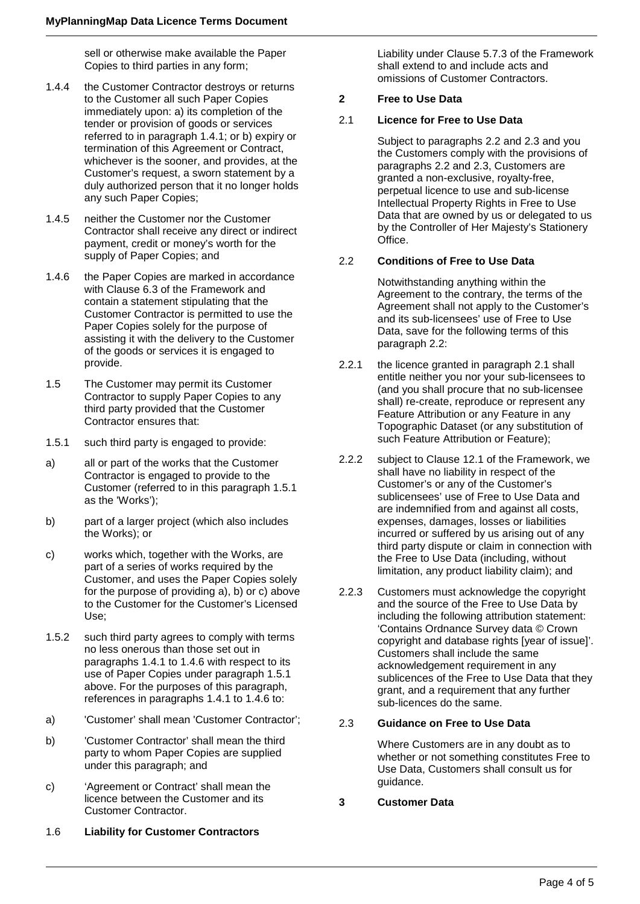sell or otherwise make available the Paper Copies to third parties in any form;

1.4.4 the Customer Contractor destroys or returns to the Customer all such Paper Copies immediately upon: a) its completion of the tender or provision of goods or services referred to in paragraph 1.4.1; or b) expiry or termination of this Agreement or Contract, whichever is the sooner, and provides, at the Customer's request, a sworn statement by a duly authorized person that it no longer holds any such Paper Copies;

1.4.5 neither the Customer nor the Customer Contractor shall receive any direct or indirect payment, credit or money's worth for the supply of Paper Copies; and

1.4.6 the Paper Copies are marked in accordance with Clause 6.3 of the Framework and contain a statement stipulating that the Customer Contractor is permitted to use the Paper Copies solely for the purpose of assisting it with the delivery to the Customer of the goods or services it is engaged to provide.

1.5 The Customer may permit its Customer Contractor to supply Paper Copies to any third party provided that the Customer Contractor ensures that:

1.5.1 such third party is engaged to provide:

a) all or part of the works that the Customer Contractor is engaged to provide to the Customer (referred to in this paragraph 1.5.1 as the 'Works');

b) part of a larger project (which also includes the Works); or

c) works which, together with the Works, are part of a series of works required by the Customer, and uses the Paper Copies solely for the purpose of providing a), b) or c) above to the Customer for the Customer's Licensed Use;

1.5.2 such third party agrees to comply with terms no less onerous than those set out in paragraphs 1.4.1 to 1.4.6 with respect to its use of Paper Copies under paragraph 1.5.1 above. For the purposes of this paragraph, references in paragraphs 1.4.1 to 1.4.6 to:

a) 'Customer' shall mean 'Customer Contractor';

b) 'Customer Contractor' shall mean the third party to whom Paper Copies are supplied under this paragraph; and

c) 'Agreement or Contract' shall mean the licence between the Customer and its Customer Contractor.

1.6 **Liability for Customer Contractors**

Liability under Clause 5.7.3 of the Framework shall extend to and include acts and omissions of Customer Contractors.

## 2 Free to Use Data

### 2.1 Licence for Free to Use Data

Subject to paragraphs 2.2 and 2.3 and you the Customers comply with the provisions of paragraphs 2.2 and 2.3, Customers are granted a non-exclusive, royalty-free, perpetual licence to use and sub-license Intellectual Property Rights in Free to Use Data that are owned by us or delegated to us by the Controller of Her Majesty's Stationery Office.

### 2.2 Conditions of Free to Use Data

Notwithstanding anything within the Agreement to the contrary, the terms of the Agreement shall not apply to the Customer's and its sub-licensees' use of Free to Use Data, save for the following terms of this paragraph 2.2:

2.2.1 the licence granted in paragraph 2.1 shall entitle neither you nor your sub-licensees to (and you shall procure that no sub-licensee shall) re-create, reproduce or represent any Feature Attribution or any Feature in any Topographic Dataset (or any substitution of such Feature Attribution or Feature);

2.2.2 subject to Clause 12.1 of the Framework, we shall have no liability in respect of the Customer's or any of the Customer's sublicensees' use of Free to Use Data and are indemnified from and against all costs, expenses, damages, losses or liabilities incurred or suffered by us arising out of any third party dispute or claim in connection with the Free to Use Data (including, without limitation, any product liability claim); and

2.2.3 Customers must acknowledge the copyright and the source of the Free to Use Data by including the following attribution statement: 'Contains Ordnance Survey data © Crown copyright and database rights [year of issue]'. Customers shall include the same acknowledgement requirement in any sublicences of the Free to Use Data that they grant, and a requirement that any further sub-licences do the same.

### 2.3 Guidance on Free to Use Data

Where Customers are in any doubt as to whether or not something constitutes Free to Use Data, Customers shall consult us for guidance.

## 3 Customer Data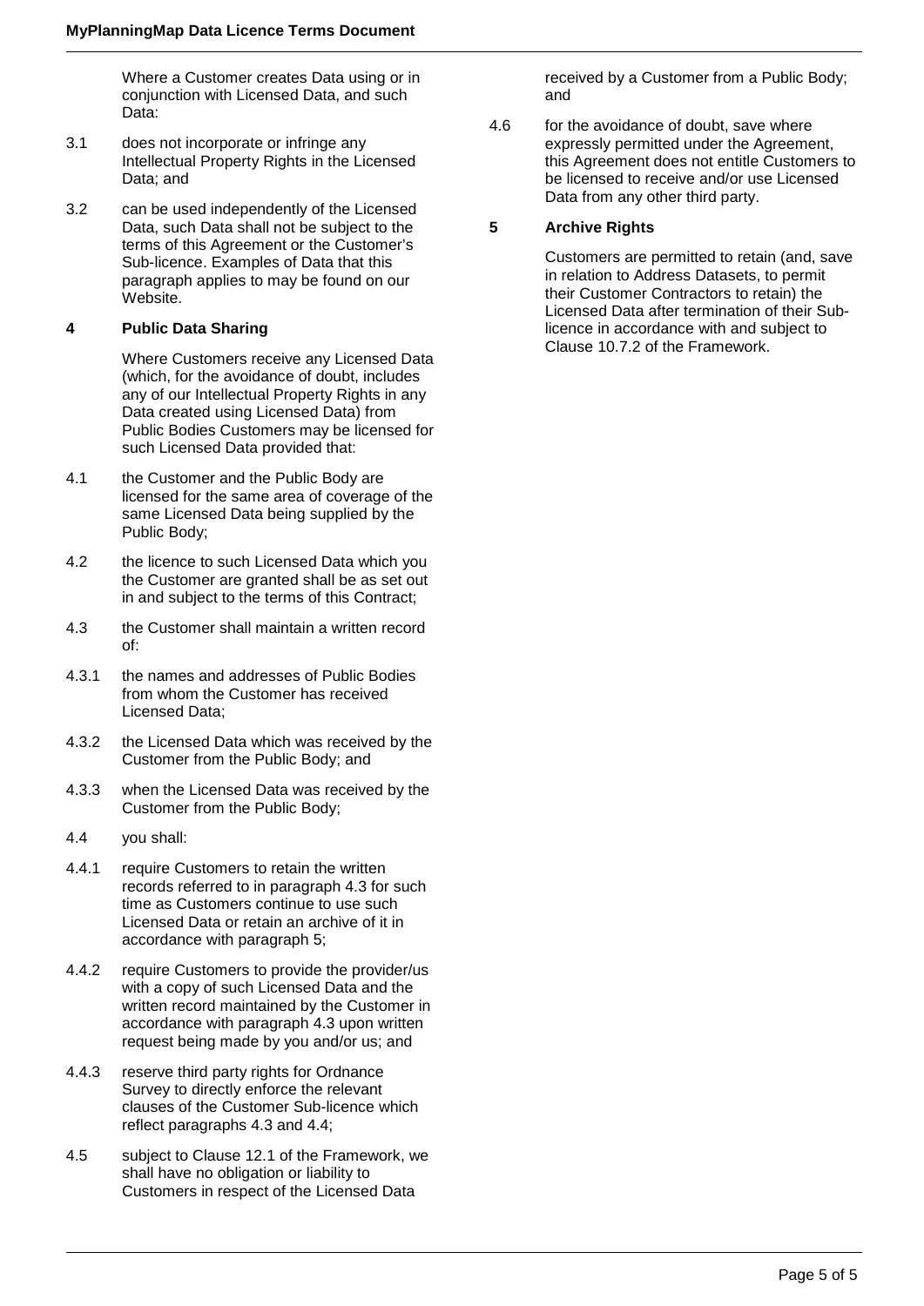Where a Customer creates Data using or in conjunction with Licensed Data, and such Data:

3.1 does not incorporate or infringe any Intellectual Property Rights in the Licensed Data; and

3.2 can be used independently of the Licensed Data, such Data shall not be subject to the terms of this Agreement or the Customer's Sub-licence. Examples of Data that this paragraph applies to may be found on our Website.

## 4 Public Data Sharing

Where Customers receive any Licensed Data (which, for the avoidance of doubt, includes any of our Intellectual Property Rights in any Data created using Licensed Data) from Public Bodies Customers may be licensed for such Licensed Data provided that:

4.1 the Customer and the Public Body are licensed for the same area of coverage of the same Licensed Data being supplied by the Public Body;

4.2 the licence to such Licensed Data which you the Customer are granted shall be as set out in and subject to the terms of this Contract;

4.3 the Customer shall maintain a written record of:

4.3.1 the names and addresses of Public Bodies from whom the Customer has received Licensed Data;

4.3.2 the Licensed Data which was received by the Customer from the Public Body; and

4.3.3 when the Licensed Data was received by the Customer from the Public Body;

4.4 you shall:

4.4.1 require Customers to retain the written records referred to in paragraph 4.3 for such time as Customers continue to use such Licensed Data or retain an archive of it in accordance with paragraph 5;

4.4.2 require Customers to provide the provider/us with a copy of such Licensed Data and the written record maintained by the Customer in accordance with paragraph 4.3 upon written request being made by you and/or us; and

4.4.3 reserve third party rights for Ordnance Survey to directly enforce the relevant clauses of the Customer Sub-licence which reflect paragraphs 4.3 and 4.4;

4.5 subject to Clause 12.1 of the Framework, we shall have no obligation or liability to Customers in respect of the Licensed Data received by a Customer from a Public Body; and

4.6 for the avoidance of doubt, save where expressly permitted under the Agreement, this Agreement does not entitle Customers to be licensed to receive and/or use Licensed Data from any other third party.

## 5 Archive Rights

Customers are permitted to retain (and, save in relation to Address Datasets, to permit their Customer Contractors to retain) the Licensed Data after termination of their Sub-licence in accordance with and subject to Clause 10.7.2 of the Framework.